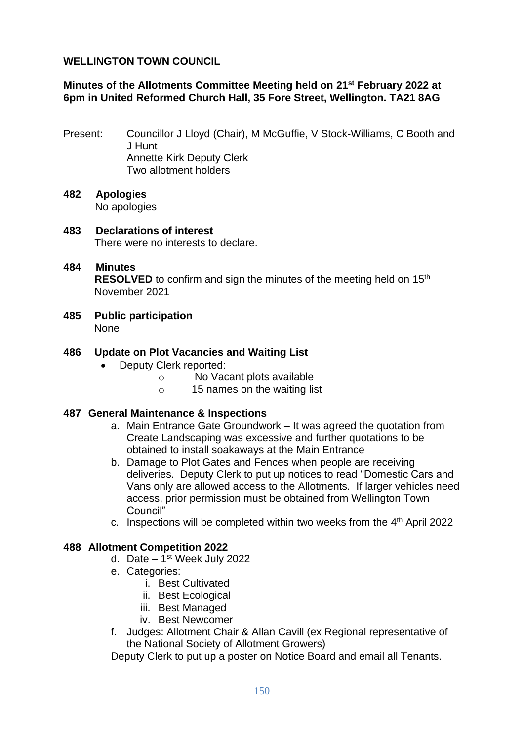**WELLINGTON TOWN COUNCIL**

**Minutes of the Allotments Committee Meeting held on 21st February 2022 at 6pm in United Reformed Church Hall, 35 Fore Street, Wellington. TA21 8AG**

Present: Councillor J Lloyd (Chair), M McGuffie, V Stock-Williams, C Booth and J Hunt
Annette Kirk Deputy Clerk
Two allotment holders

**482 Apologies**

No apologies

**483 Declarations of interest**

There were no interests to declare.

**484 Minutes**

**RESOLVED** to confirm and sign the minutes of the meeting held on 15th November 2021

**485 Public participation**

None

**486 Update on Plot Vacancies and Waiting List**

- Deputy Clerk reported:
    - No Vacant plots available
    - 15 names on the waiting list

**487 General Maintenance & Inspections**

a. Main Entrance Gate Groundwork – It was agreed the quotation from Create Landscaping was excessive and further quotations to be obtained to install soakaways at the Main Entrance
b. Damage to Plot Gates and Fences when people are receiving deliveries. Deputy Clerk to put up notices to read "Domestic Cars and Vans only are allowed access to the Allotments. If larger vehicles need access, prior permission must be obtained from Wellington Town Council"
c. Inspections will be completed within two weeks from the 4th April 2022

**488 Allotment Competition 2022**

d. Date – 1st Week July 2022
e. Categories:
    i. Best Cultivated
    ii. Best Ecological
    iii. Best Managed
    iv. Best Newcomer
f. Judges: Allotment Chair & Allan Cavill (ex Regional representative of the National Society of Allotment Growers)

Deputy Clerk to put up a poster on Notice Board and email all Tenants.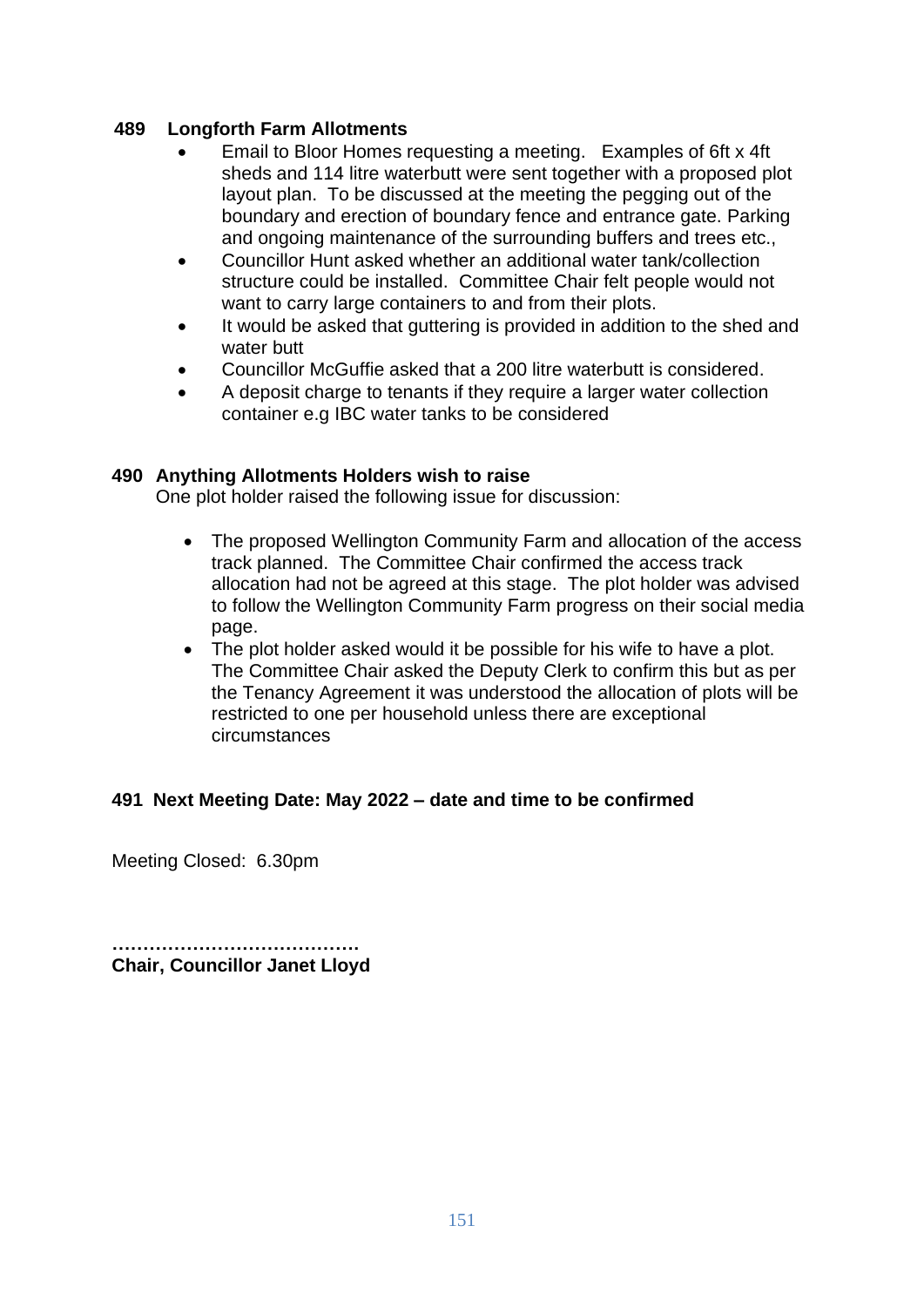**489 Longforth Farm Allotments**

- Email to Bloor Homes requesting a meeting. Examples of 6ft x 4ft sheds and 114 litre waterbutt were sent together with a proposed plot layout plan. To be discussed at the meeting the pegging out of the boundary and erection of boundary fence and entrance gate. Parking and ongoing maintenance of the surrounding buffers and trees etc.,
- Councillor Hunt asked whether an additional water tank/collection structure could be installed. Committee Chair felt people would not want to carry large containers to and from their plots.
- It would be asked that guttering is provided in addition to the shed and water butt
- Councillor McGuffie asked that a 200 litre waterbutt is considered.
- A deposit charge to tenants if they require a larger water collection container e.g IBC water tanks to be considered

**490 Anything Allotments Holders wish to raise**

One plot holder raised the following issue for discussion:

- The proposed Wellington Community Farm and allocation of the access track planned. The Committee Chair confirmed the access track allocation had not be agreed at this stage. The plot holder was advised to follow the Wellington Community Farm progress on their social media page.
- The plot holder asked would it be possible for his wife to have a plot. The Committee Chair asked the Deputy Clerk to confirm this but as per the Tenancy Agreement it was understood the allocation of plots will be restricted to one per household unless there are exceptional circumstances

**491 Next Meeting Date: May 2022 – date and time to be confirmed**

Meeting Closed: 6.30pm

**………………………………….**
**Chair, Councillor Janet Lloyd**